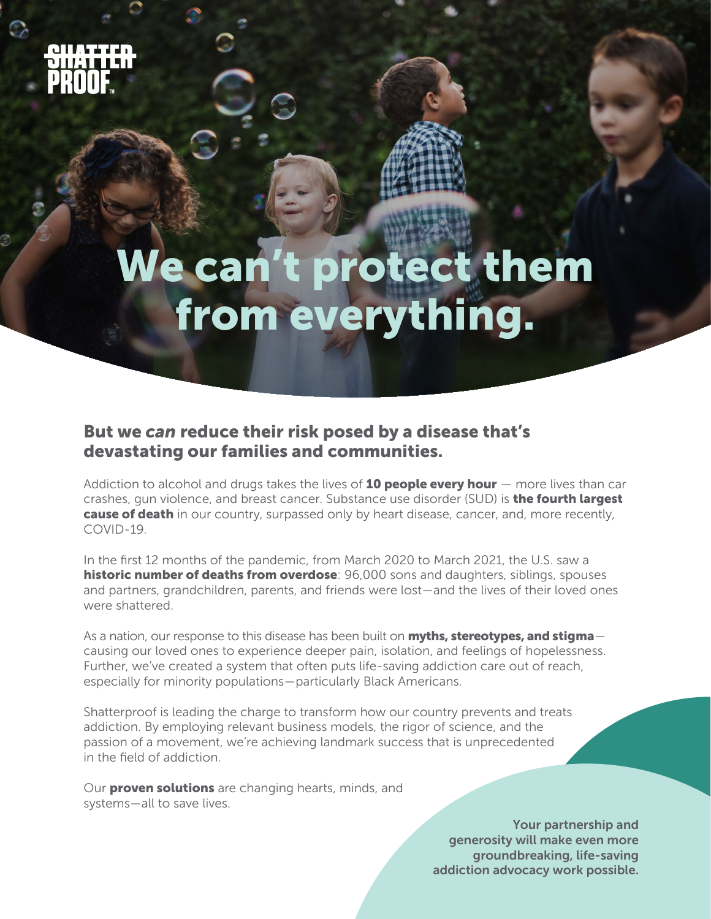SHATTERPROOF

# We can't protect them from everything.

## But we *can* reduce their risk posed by a disease that's devastating our families and communities.

Addiction to alcohol and drugs takes the lives of **10 people every hour** — more lives than car crashes, gun violence, and breast cancer. Substance use disorder (SUD) is **the fourth largest cause of death** in our country, surpassed only by heart disease, cancer, and, more recently, COVID-19.

In the first 12 months of the pandemic, from March 2020 to March 2021, the U.S. saw a **historic number of deaths from overdose**: 96,000 sons and daughters, siblings, spouses and partners, grandchildren, parents, and friends were lost—and the lives of their loved ones were shattered.

As a nation, our response to this disease has been built on **myths, stereotypes, and stigma**—causing our loved ones to experience deeper pain, isolation, and feelings of hopelessness. Further, we've created a system that often puts life-saving addiction care out of reach, especially for minority populations—particularly Black Americans.

Shatterproof is leading the charge to transform how our country prevents and treats addiction. By employing relevant business models, the rigor of science, and the passion of a movement, we're achieving landmark success that is unprecedented in the field of addiction.

Our **proven solutions** are changing hearts, minds, and systems—all to save lives.

**Your partnership and generosity will make even more groundbreaking, life-saving addiction advocacy work possible.**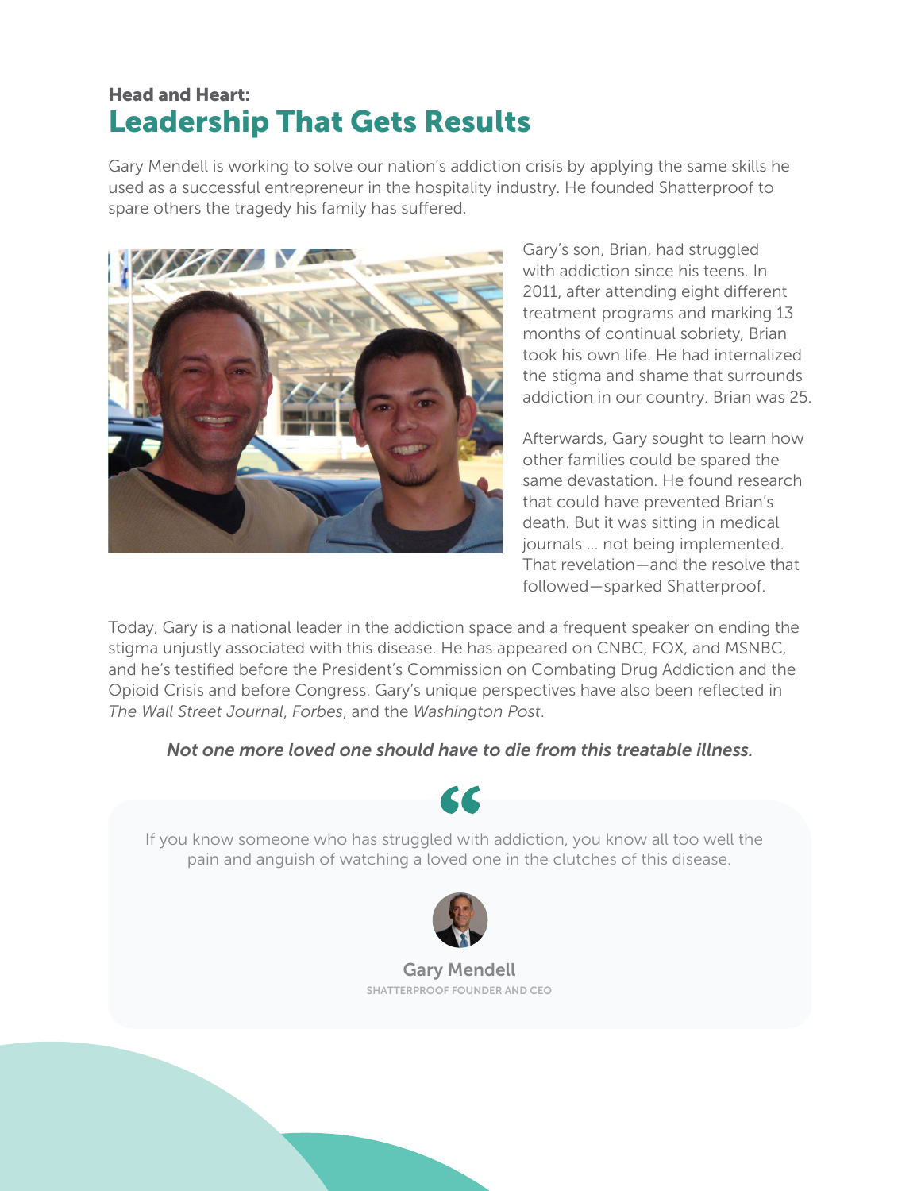**Head and Heart:**

## Leadership That Gets Results

Gary Mendell is working to solve our nation's addiction crisis by applying the same skills he used as a successful entrepreneur in the hospitality industry. He founded Shatterproof to spare others the tragedy his family has suffered.

Gary's son, Brian, had struggled with addiction since his teens. In 2011, after attending eight different treatment programs and marking 13 months of continual sobriety, Brian took his own life. He had internalized the stigma and shame that surrounds addiction in our country. Brian was 25.

Afterwards, Gary sought to learn how other families could be spared the same devastation. He found research that could have prevented Brian's death. But it was sitting in medical journals ... not being implemented. That revelation—and the resolve that followed—sparked Shatterproof.

Today, Gary is a national leader in the addiction space and a frequent speaker on ending the stigma unjustly associated with this disease. He has appeared on CNBC, FOX, and MSNBC, and he's testified before the President's Commission on Combating Drug Addiction and the Opioid Crisis and before Congress. Gary's unique perspectives have also been reflected in *The Wall Street Journal*, *Forbes*, and the *Washington Post*.

***Not one more loved one should have to die from this treatable illness.***

> If you know someone who has struggled with addiction, you know all too well the pain and anguish of watching a loved one in the clutches of this disease.
>
> **Gary Mendell**
> SHATTERPROOF FOUNDER AND CEO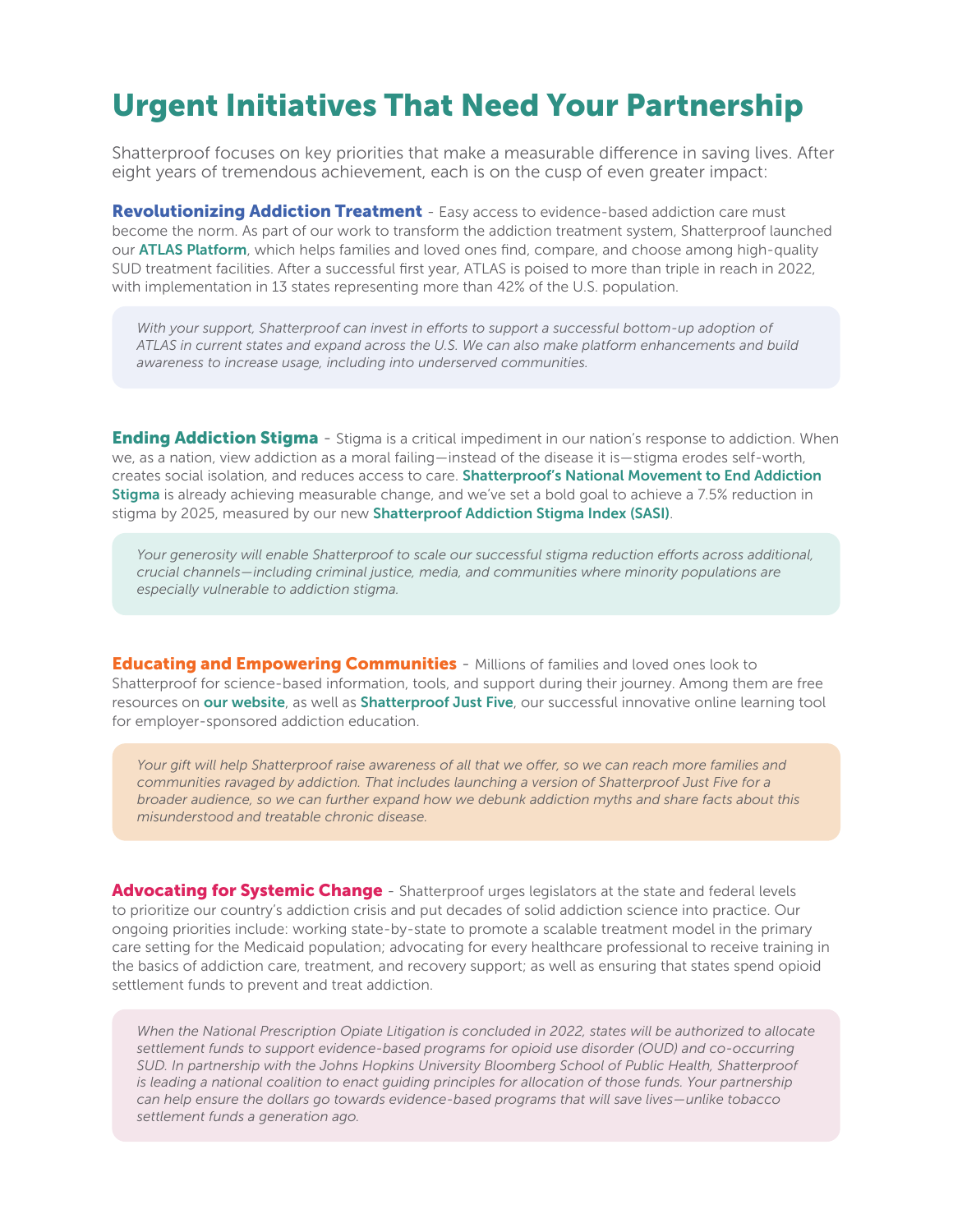# Urgent Initiatives That Need Your Partnership

Shatterproof focuses on key priorities that make a measurable difference in saving lives. After eight years of tremendous achievement, each is on the cusp of even greater impact:

**Revolutionizing Addiction Treatment** - Easy access to evidence-based addiction care must become the norm. As part of our work to transform the addiction treatment system, Shatterproof launched our **ATLAS Platform**, which helps families and loved ones find, compare, and choose among high-quality SUD treatment facilities. After a successful first year, ATLAS is poised to more than triple in reach in 2022, with implementation in 13 states representing more than 42% of the U.S. population.

> *With your support, Shatterproof can invest in efforts to support a successful bottom-up adoption of ATLAS in current states and expand across the U.S. We can also make platform enhancements and build awareness to increase usage, including into underserved communities.*

**Ending Addiction Stigma** - Stigma is a critical impediment in our nation's response to addiction. When we, as a nation, view addiction as a moral failing—instead of the disease it is—stigma erodes self-worth, creates social isolation, and reduces access to care. **Shatterproof's National Movement to End Addiction Stigma** is already achieving measurable change, and we've set a bold goal to achieve a 7.5% reduction in stigma by 2025, measured by our new **Shatterproof Addiction Stigma Index (SASI)**.

> *Your generosity will enable Shatterproof to scale our successful stigma reduction efforts across additional, crucial channels—including criminal justice, media, and communities where minority populations are especially vulnerable to addiction stigma.*

**Educating and Empowering Communities** - Millions of families and loved ones look to Shatterproof for science-based information, tools, and support during their journey. Among them are free resources on **our website**, as well as **Shatterproof Just Five**, our successful innovative online learning tool for employer-sponsored addiction education.

> *Your gift will help Shatterproof raise awareness of all that we offer, so we can reach more families and communities ravaged by addiction. That includes launching a version of Shatterproof Just Five for a broader audience, so we can further expand how we debunk addiction myths and share facts about this misunderstood and treatable chronic disease.*

**Advocating for Systemic Change** - Shatterproof urges legislators at the state and federal levels to prioritize our country's addiction crisis and put decades of solid addiction science into practice. Our ongoing priorities include: working state-by-state to promote a scalable treatment model in the primary care setting for the Medicaid population; advocating for every healthcare professional to receive training in the basics of addiction care, treatment, and recovery support; as well as ensuring that states spend opioid settlement funds to prevent and treat addiction.

> *When the National Prescription Opiate Litigation is concluded in 2022, states will be authorized to allocate settlement funds to support evidence-based programs for opioid use disorder (OUD) and co-occurring SUD. In partnership with the Johns Hopkins University Bloomberg School of Public Health, Shatterproof is leading a national coalition to enact guiding principles for allocation of those funds. Your partnership can help ensure the dollars go towards evidence-based programs that will save lives—unlike tobacco settlement funds a generation ago.*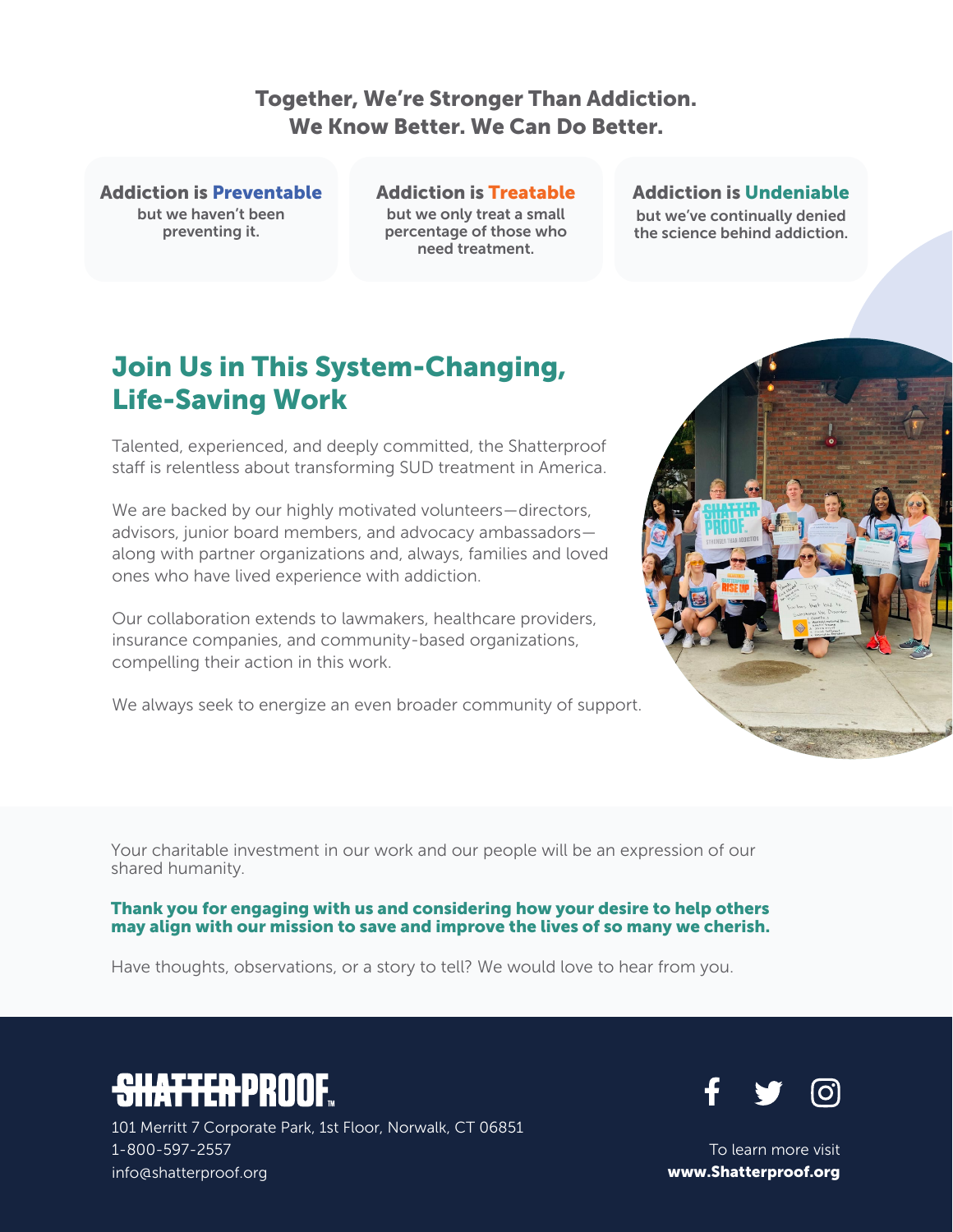**Together, We're Stronger Than Addiction.**
**We Know Better. We Can Do Better.**

**Addiction is Preventable**
but we haven't been preventing it.

**Addiction is Treatable**
but we only treat a small percentage of those who need treatment.

**Addiction is Undeniable**
but we've continually denied the science behind addiction.

## Join Us in This System-Changing, Life-Saving Work

Talented, experienced, and deeply committed, the Shatterproof staff is relentless about transforming SUD treatment in America.

We are backed by our highly motivated volunteers—directors, advisors, junior board members, and advocacy ambassadors—along with partner organizations and, always, families and loved ones who have lived experience with addiction.

Our collaboration extends to lawmakers, healthcare providers, insurance companies, and community-based organizations, compelling their action in this work.

We always seek to energize an even broader community of support.

Your charitable investment in our work and our people will be an expression of our shared humanity.

**Thank you for engaging with us and considering how your desire to help others may align with our mission to save and improve the lives of so many we cherish.**

Have thoughts, observations, or a story to tell? We would love to hear from you.

SHATTERPROOF

101 Merritt 7 Corporate Park, 1st Floor, Norwalk, CT 06851
1-800-597-2557
info@shatterproof.org

To learn more visit
**www.Shatterproof.org**